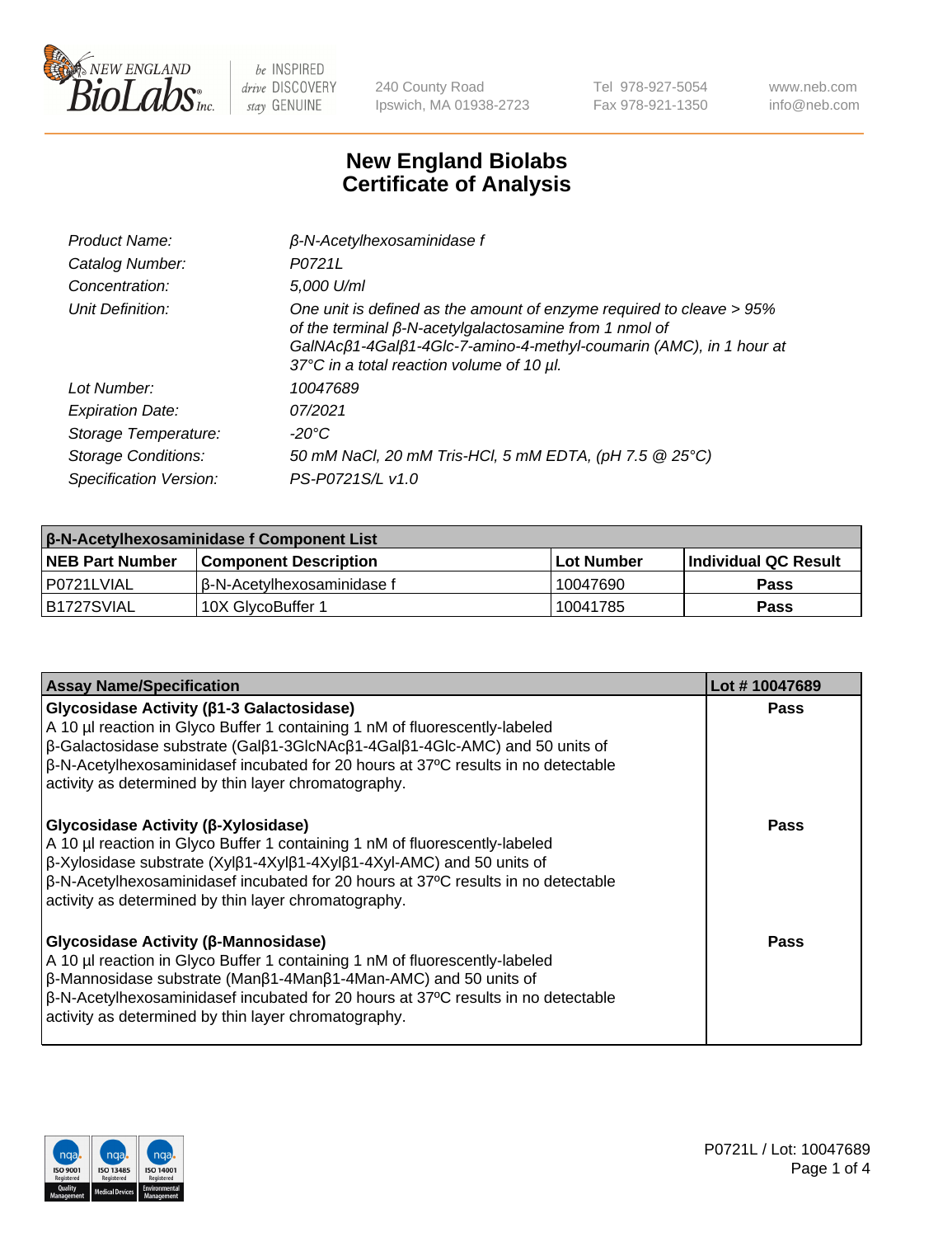# New England Biolabs Certificate of Analysis

| | |
|---|---|
| *Product Name:* | *β-N-Acetylhexosaminidase f* |
| *Catalog Number:* | *P0721L* |
| *Concentration:* | *5,000 U/ml* |
| *Unit Definition:* | *One unit is defined as the amount of enzyme required to cleave > 95% of the terminal β-N-acetylgalactosamine from 1 nmol of GalNAcβ1-4Galβ1-4Glc-7-amino-4-methyl-coumarin (AMC), in 1 hour at 37°C in a total reaction volume of 10 µl.* |
| *Lot Number:* | *10047689* |
| *Expiration Date:* | *07/2021* |
| *Storage Temperature:* | *-20°C* |
| *Storage Conditions:* | *50 mM NaCl, 20 mM Tris-HCl, 5 mM EDTA, (pH 7.5 @ 25°C)* |
| *Specification Version:* | *PS-P0721S/L v1.0* |

| β-N-Acetylhexosaminidase f Component List | | | |
|---|---|---|---|
| **NEB Part Number** | **Component Description** | **Lot Number** | **Individual QC Result** |
| P0721LVIAL | β-N-Acetylhexosaminidase f | 10047690 | Pass |
| B1727SVIAL | 10X GlycoBuffer 1 | 10041785 | Pass |

| Assay Name/Specification | Lot # 10047689 |
|---|---|
| **Glycosidase Activity (β1-3 Galactosidase)**<br>A 10 µl reaction in Glyco Buffer 1 containing 1 nM of fluorescently-labeled β-Galactosidase substrate (Galβ1-3GlcNAcβ1-4Galβ1-4Glc-AMC) and 50 units of β-N-Acetylhexosaminidasef incubated for 20 hours at 37ºC results in no detectable activity as determined by thin layer chromatography. | Pass |
| **Glycosidase Activity (β-Xylosidase)**<br>A 10 µl reaction in Glyco Buffer 1 containing 1 nM of fluorescently-labeled β-Xylosidase substrate (Xylβ1-4Xylβ1-4Xylβ1-4Xyl-AMC) and 50 units of β-N-Acetylhexosaminidasef incubated for 20 hours at 37ºC results in no detectable activity as determined by thin layer chromatography. | Pass |
| **Glycosidase Activity (β-Mannosidase)**<br>A 10 µl reaction in Glyco Buffer 1 containing 1 nM of fluorescently-labeled β-Mannosidase substrate (Manβ1-4Manβ1-4Man-AMC) and 50 units of β-N-Acetylhexosaminidasef incubated for 20 hours at 37ºC results in no detectable activity as determined by thin layer chromatography. | Pass |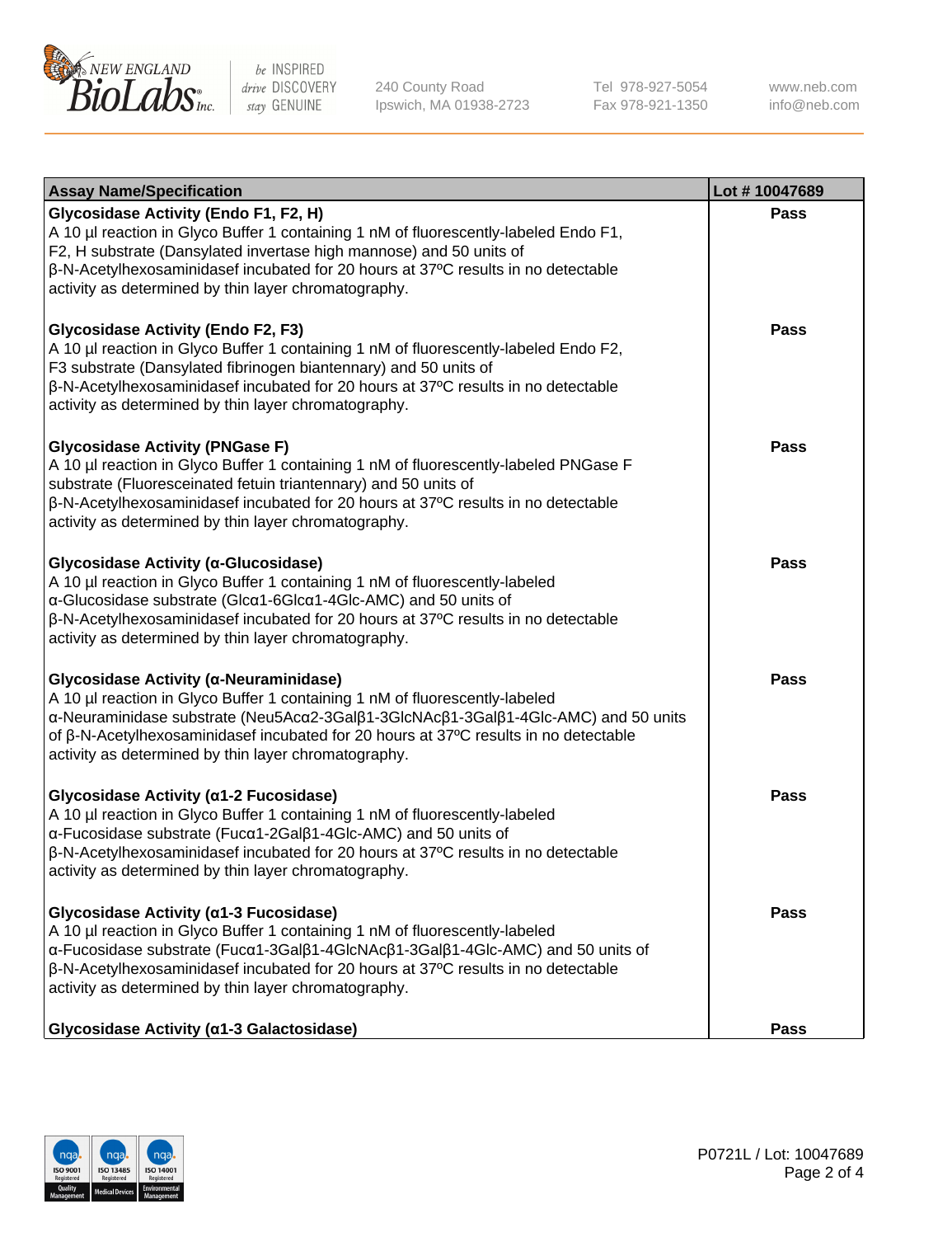| Assay Name/Specification | Lot # 10047689 |
|---|---|
| **Glycosidase Activity (Endo F1, F2, H)**<br>A 10 µl reaction in Glyco Buffer 1 containing 1 nM of fluorescently-labeled Endo F1, F2, H substrate (Dansylated invertase high mannose) and 50 units of β-N-Acetylhexosaminidasef incubated for 20 hours at 37ºC results in no detectable activity as determined by thin layer chromatography. | Pass |
| **Glycosidase Activity (Endo F2, F3)**<br>A 10 µl reaction in Glyco Buffer 1 containing 1 nM of fluorescently-labeled Endo F2, F3 substrate (Dansylated fibrinogen biantennary) and 50 units of β-N-Acetylhexosaminidasef incubated for 20 hours at 37ºC results in no detectable activity as determined by thin layer chromatography. | Pass |
| **Glycosidase Activity (PNGase F)**<br>A 10 µl reaction in Glyco Buffer 1 containing 1 nM of fluorescently-labeled PNGase F substrate (Fluoresceinated fetuin triantennary) and 50 units of β-N-Acetylhexosaminidasef incubated for 20 hours at 37ºC results in no detectable activity as determined by thin layer chromatography. | Pass |
| **Glycosidase Activity (α-Glucosidase)**<br>A 10 µl reaction in Glyco Buffer 1 containing 1 nM of fluorescently-labeled α-Glucosidase substrate (Glcα1-6Glcα1-4Glc-AMC) and 50 units of β-N-Acetylhexosaminidasef incubated for 20 hours at 37ºC results in no detectable activity as determined by thin layer chromatography. | Pass |
| **Glycosidase Activity (α-Neuraminidase)**<br>A 10 µl reaction in Glyco Buffer 1 containing 1 nM of fluorescently-labeled α-Neuraminidase substrate (Neu5Acα2-3Galβ1-3GlcNAcβ1-3Galβ1-4Glc-AMC) and 50 units of β-N-Acetylhexosaminidasef incubated for 20 hours at 37ºC results in no detectable activity as determined by thin layer chromatography. | Pass |
| **Glycosidase Activity (α1-2 Fucosidase)**<br>A 10 µl reaction in Glyco Buffer 1 containing 1 nM of fluorescently-labeled α-Fucosidase substrate (Fucα1-2Galβ1-4Glc-AMC) and 50 units of β-N-Acetylhexosaminidasef incubated for 20 hours at 37ºC results in no detectable activity as determined by thin layer chromatography. | Pass |
| **Glycosidase Activity (α1-3 Fucosidase)**<br>A 10 µl reaction in Glyco Buffer 1 containing 1 nM of fluorescently-labeled α-Fucosidase substrate (Fucα1-3Galβ1-4GlcNAcβ1-3Galβ1-4Glc-AMC) and 50 units of β-N-Acetylhexosaminidasef incubated for 20 hours at 37ºC results in no detectable activity as determined by thin layer chromatography. | Pass |
| **Glycosidase Activity (α1-3 Galactosidase)** | Pass |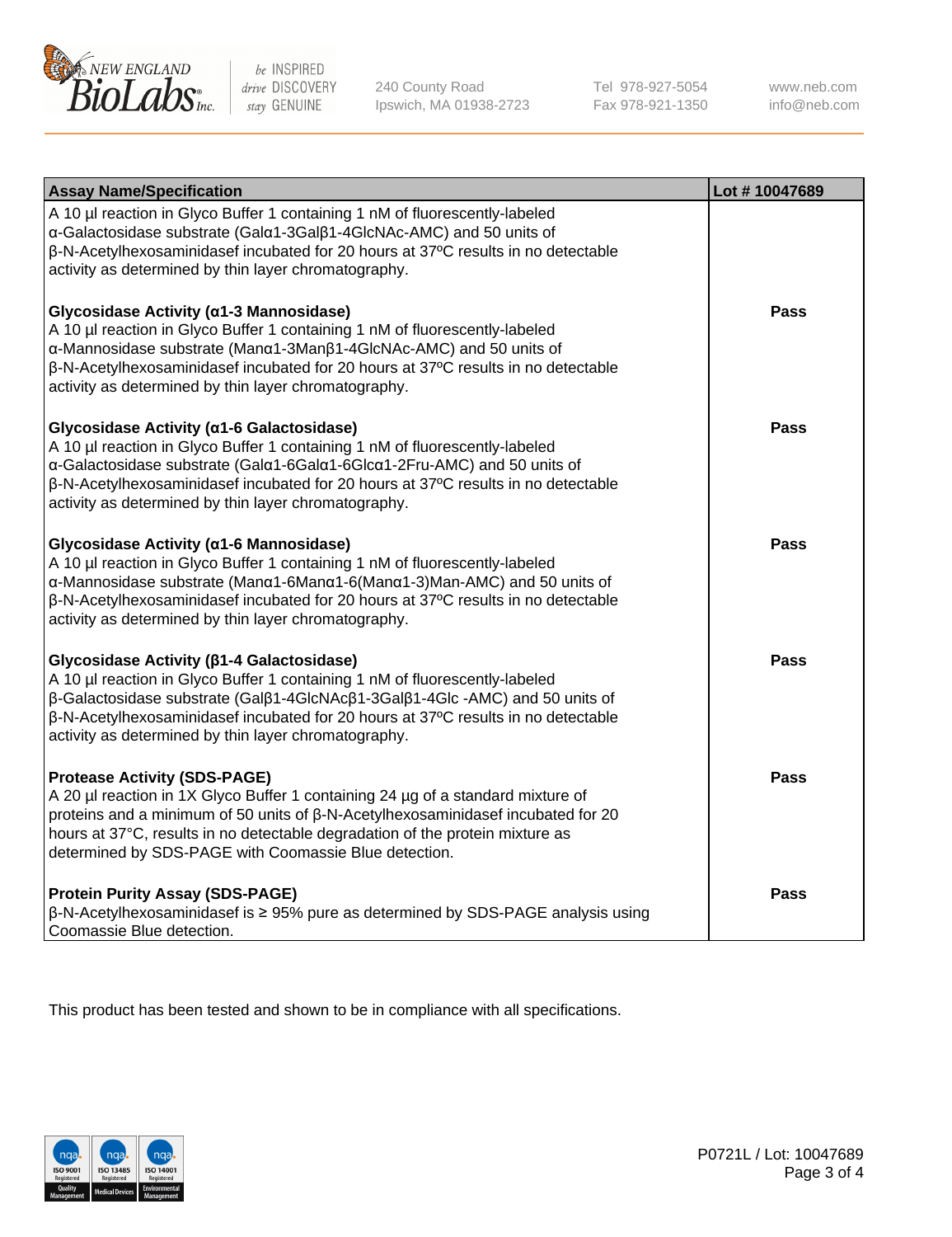| Assay Name/Specification | Lot # 10047689 |
| --- | --- |
| A 10 µl reaction in Glyco Buffer 1 containing 1 nM of fluorescently-labeled α-Galactosidase substrate (Galα1-3Galβ1-4GlcNAc-AMC) and 50 units of β-N-Acetylhexosaminidasef incubated for 20 hours at 37ºC results in no detectable activity as determined by thin layer chromatography. | |
| **Glycosidase Activity (α1-3 Mannosidase)**<br>A 10 µl reaction in Glyco Buffer 1 containing 1 nM of fluorescently-labeled α-Mannosidase substrate (Manα1-3Manβ1-4GlcNAc-AMC) and 50 units of β-N-Acetylhexosaminidasef incubated for 20 hours at 37ºC results in no detectable activity as determined by thin layer chromatography. | **Pass** |
| **Glycosidase Activity (α1-6 Galactosidase)**<br>A 10 µl reaction in Glyco Buffer 1 containing 1 nM of fluorescently-labeled α-Galactosidase substrate (Galα1-6Galα1-6Glcα1-2Fru-AMC) and 50 units of β-N-Acetylhexosaminidasef incubated for 20 hours at 37ºC results in no detectable activity as determined by thin layer chromatography. | **Pass** |
| **Glycosidase Activity (α1-6 Mannosidase)**<br>A 10 µl reaction in Glyco Buffer 1 containing 1 nM of fluorescently-labeled α-Mannosidase substrate (Manα1-6Manα1-6(Manα1-3)Man-AMC) and 50 units of β-N-Acetylhexosaminidasef incubated for 20 hours at 37ºC results in no detectable activity as determined by thin layer chromatography. | **Pass** |
| **Glycosidase Activity (β1-4 Galactosidase)**<br>A 10 µl reaction in Glyco Buffer 1 containing 1 nM of fluorescently-labeled β-Galactosidase substrate (Galβ1-4GlcNAcβ1-3Galβ1-4Glc -AMC) and 50 units of β-N-Acetylhexosaminidasef incubated for 20 hours at 37ºC results in no detectable activity as determined by thin layer chromatography. | **Pass** |
| **Protease Activity (SDS-PAGE)**<br>A 20 µl reaction in 1X Glyco Buffer 1 containing 24 µg of a standard mixture of proteins and a minimum of 50 units of β-N-Acetylhexosaminidasef incubated for 20 hours at 37°C, results in no detectable degradation of the protein mixture as determined by SDS-PAGE with Coomassie Blue detection. | **Pass** |
| **Protein Purity Assay (SDS-PAGE)**<br>β-N-Acetylhexosaminidasef is ≥ 95% pure as determined by SDS-PAGE analysis using Coomassie Blue detection. | **Pass** |

This product has been tested and shown to be in compliance with all specifications.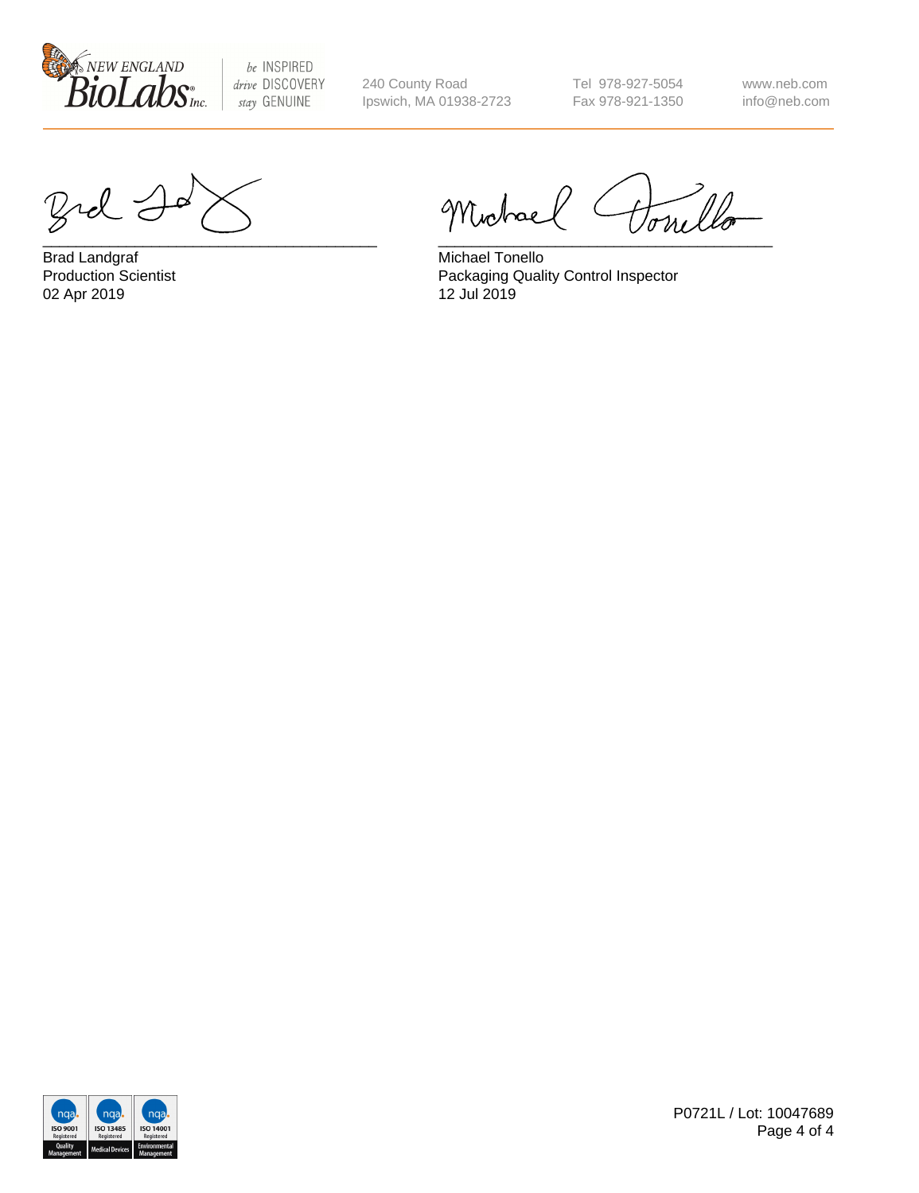be INSPIRED
drive DISCOVERY
stay GENUINE

240 County Road
Ipswich, MA 01938-2723

Tel 978-927-5054
Fax 978-921-1350

www.neb.com
info@neb.com

Brad Landgraf
Production Scientist
02 Apr 2019

Michael Tonello
Packaging Quality Control Inspector
12 Jul 2019

P0721L / Lot: 10047689